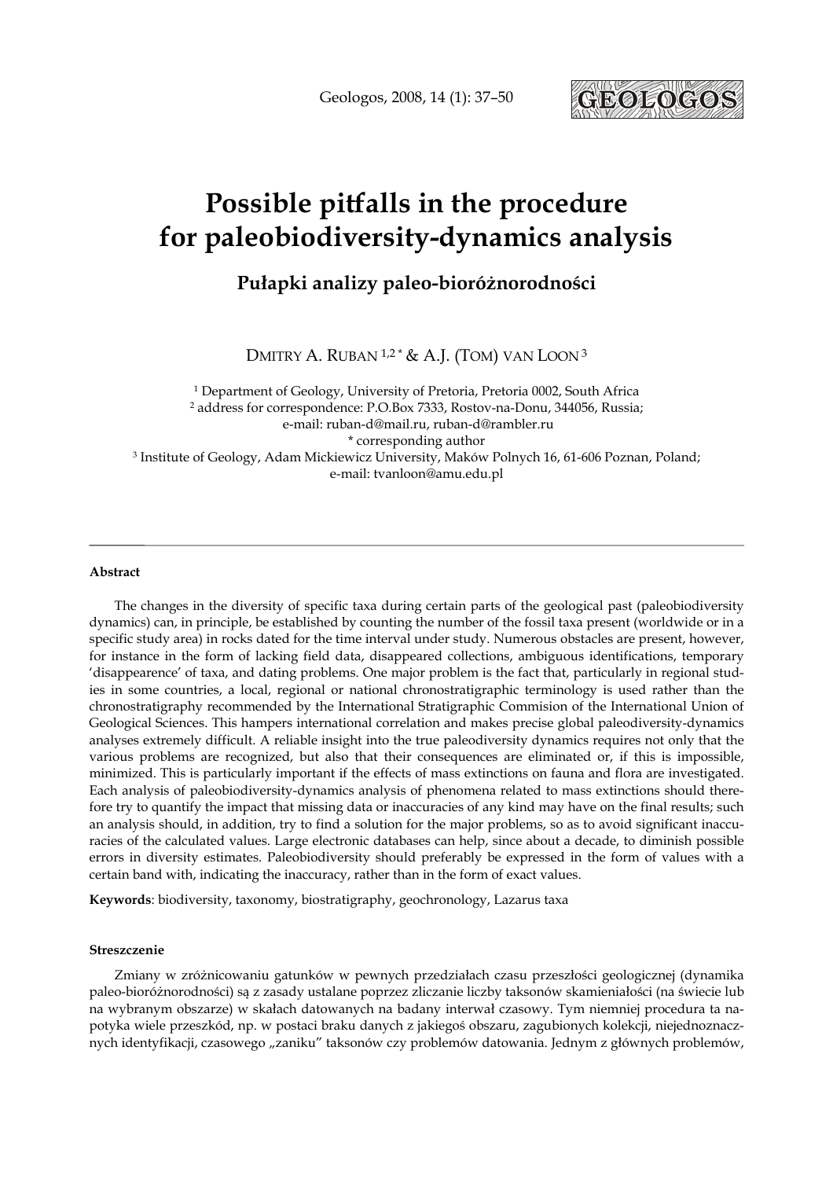# Possible pitfalls in the procedure for paleobiodiversity-dynamics analysis

## Pułapki analizy paleo-bioróżnorodności

Dmitry A. Ruban [1,2*] & A.J. (Tom) van Loon [3]

[1] Department of Geology, University of Pretoria, Pretoria 0002, South Africa
[2] address for correspondence: P.O.Box 7333, Rostov-na-Donu, 344056, Russia; e-mail: ruban-d@mail.ru, ruban-d@rambler.ru
* corresponding author
[3] Institute of Geology, Adam Mickiewicz University, Maków Polnych 16, 61-606 Poznan, Poland; e-mail: tvanloon@amu.edu.pl

**Abstract**

The changes in the diversity of specific taxa during certain parts of the geological past (paleobiodiversity dynamics) can, in principle, be established by counting the number of the fossil taxa present (worldwide or in a specific study area) in rocks dated for the time interval under study. Numerous obstacles are present, however, for instance in the form of lacking field data, disappeared collections, ambiguous identifications, temporary 'disappearence' of taxa, and dating problems. One major problem is the fact that, particularly in regional studies in some countries, a local, regional or national chronostratigraphic terminology is used rather than the chronostratigraphy recommended by the International Stratigraphic Commision of the International Union of Geological Sciences. This hampers international correlation and makes precise global paleodiversity-dynamics analyses extremely difficult. A reliable insight into the true paleodiversity dynamics requires not only that the various problems are recognized, but also that their consequences are eliminated or, if this is impossible, minimized. This is particularly important if the effects of mass extinctions on fauna and flora are investigated. Each analysis of paleobiodiversity-dynamics analysis of phenomena related to mass extinctions should therefore try to quantify the impact that missing data or inaccuracies of any kind may have on the final results; such an analysis should, in addition, try to find a solution for the major problems, so as to avoid significant inaccuracies of the calculated values. Large electronic databases can help, since about a decade, to diminish possible errors in diversity estimates. Paleobiodiversity should preferably be expressed in the form of values with a certain band with, indicating the inaccuracy, rather than in the form of exact values.

**Keywords**: biodiversity, taxonomy, biostratigraphy, geochronology, Lazarus taxa

**Streszczenie**

Zmiany w zróżnicowaniu gatunków w pewnych przedziałach czasu przeszłości geologicznej (dynamika paleo-bioróżnorodności) są z zasady ustalane poprzez zliczanie liczby taksonów skamieniałości (na świecie lub na wybranym obszarze) w skałach datowanych na badany interwał czasowy. Tym niemniej procedura ta napotyka wiele przeszkód, np. w postaci braku danych z jakiegoś obszaru, zagubionych kolekcji, niejednoznacznych identyfikacji, czasowego „zaniku" taksonów czy problemów datowania. Jednym z głównych problemów,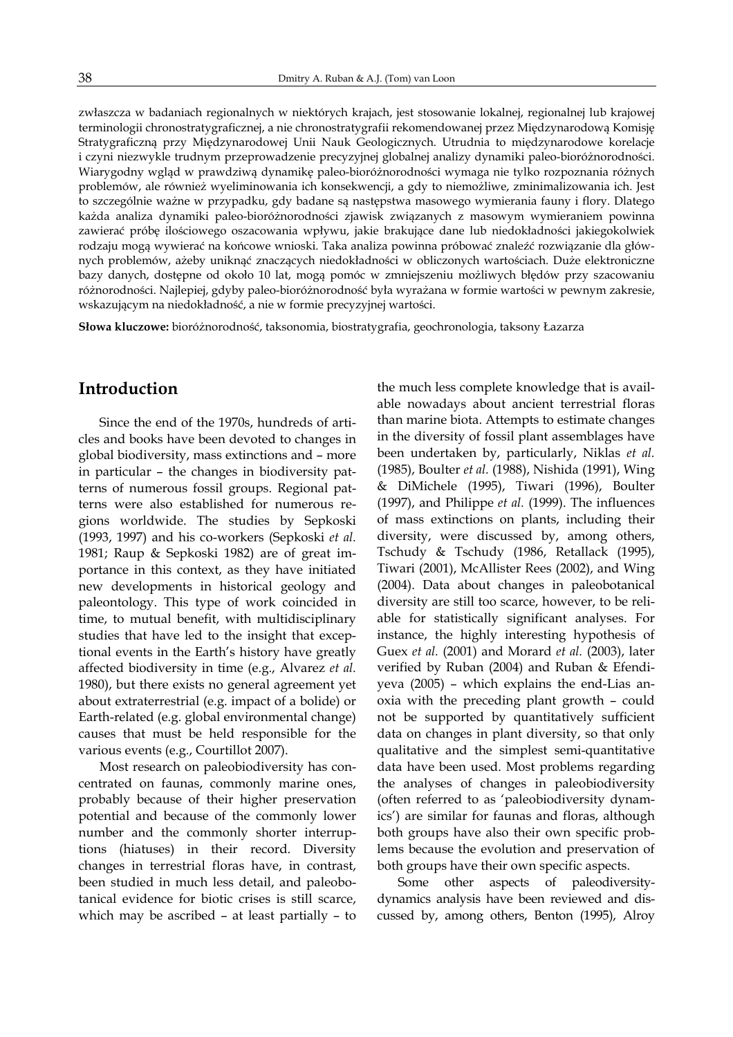zwłaszcza w badaniach regionalnych w niektórych krajach, jest stosowanie lokalnej, regionalnej lub krajowej terminologii chronostratygraficznej, a nie chronostratygrafii rekomendowanej przez Międzynarodową Komisję Stratygraficzną przy Międzynarodowej Unii Nauk Geologicznych. Utrudnia to międzynarodowe korelacje i czyni niezwykle trudnym przeprowadzenie precyzyjnej globalnej analizy dynamiki paleo-bioróżnorodności. Wiarygodny wgląd w prawdziwą dynamikę paleo-bioróżnorodności wymaga nie tylko rozpoznania różnych problemów, ale również wyeliminowania ich konsekwencji, a gdy to niemożliwe, zminimalizowania ich. Jest to szczególnie ważne w przypadku, gdy badane są następstwa masowego wymierania fauny i flory. Dlatego każda analiza dynamiki paleo-bioróżnorodności zjawisk związanych z masowym wymieraniem powinna zawierać próbę ilościowego oszacowania wpływu, jakie brakujące dane lub niedokładności jakiegokolwiek rodzaju mogą wywierać na końcowe wnioski. Taka analiza powinna próbować znaleźć rozwiązanie dla głównych problemów, ażeby uniknąć znaczących niedokładności w obliczonych wartościach. Duże elektroniczne bazy danych, dostępne od około 10 lat, mogą pomóc w zmniejszeniu możliwych błędów przy szacowaniu różnorodności. Najlepiej, gdyby paleo-bioróżnorodność była wyrażana w formie wartości w pewnym zakresie, wskazującym na niedokładność, a nie w formie precyzyjnej wartości.

**Słowa kluczowe:** bioróżnorodność, taksonomia, biostratygrafia, geochronologia, taksony Łazarza

## Introduction

Since the end of the 1970s, hundreds of articles and books have been devoted to changes in global biodiversity, mass extinctions and – more in particular – the changes in biodiversity patterns of numerous fossil groups. Regional patterns were also established for numerous regions worldwide. The studies by Sepkoski (1993, 1997) and his co-workers (Sepkoski *et al.* 1981; Raup & Sepkoski 1982) are of great importance in this context, as they have initiated new developments in historical geology and paleontology. This type of work coincided in time, to mutual benefit, with multidisciplinary studies that have led to the insight that exceptional events in the Earth's history have greatly affected biodiversity in time (e.g., Alvarez *et al.* 1980), but there exists no general agreement yet about extraterrestrial (e.g. impact of a bolide) or Earth-related (e.g. global environmental change) causes that must be held responsible for the various events (e.g., Courtillot 2007).

Most research on paleobiodiversity has concentrated on faunas, commonly marine ones, probably because of their higher preservation potential and because of the commonly lower number and the commonly shorter interruptions (hiatuses) in their record. Diversity changes in terrestrial floras have, in contrast, been studied in much less detail, and paleobotanical evidence for biotic crises is still scarce, which may be ascribed – at least partially – to the much less complete knowledge that is available nowadays about ancient terrestrial floras than marine biota. Attempts to estimate changes in the diversity of fossil plant assemblages have been undertaken by, particularly, Niklas *et al.* (1985), Boulter *et al.* (1988), Nishida (1991), Wing & DiMichele (1995), Tiwari (1996), Boulter (1997), and Philippe *et al.* (1999). The influences of mass extinctions on plants, including their diversity, were discussed by, among others, Tschudy & Tschudy (1986, Retallack (1995), Tiwari (2001), McAllister Rees (2002), and Wing (2004). Data about changes in paleobotanical diversity are still too scarce, however, to be reliable for statistically significant analyses. For instance, the highly interesting hypothesis of Guex *et al.* (2001) and Morard *et al.* (2003), later verified by Ruban (2004) and Ruban & Efendiyeva (2005) – which explains the end-Lias anoxia with the preceding plant growth – could not be supported by quantitatively sufficient data on changes in plant diversity, so that only qualitative and the simplest semi-quantitative data have been used. Most problems regarding the analyses of changes in paleobiodiversity (often referred to as 'paleobiodiversity dynamics') are similar for faunas and floras, although both groups have also their own specific problems because the evolution and preservation of both groups have their own specific aspects.

Some other aspects of paleodiversity-dynamics analysis have been reviewed and discussed by, among others, Benton (1995), Alroy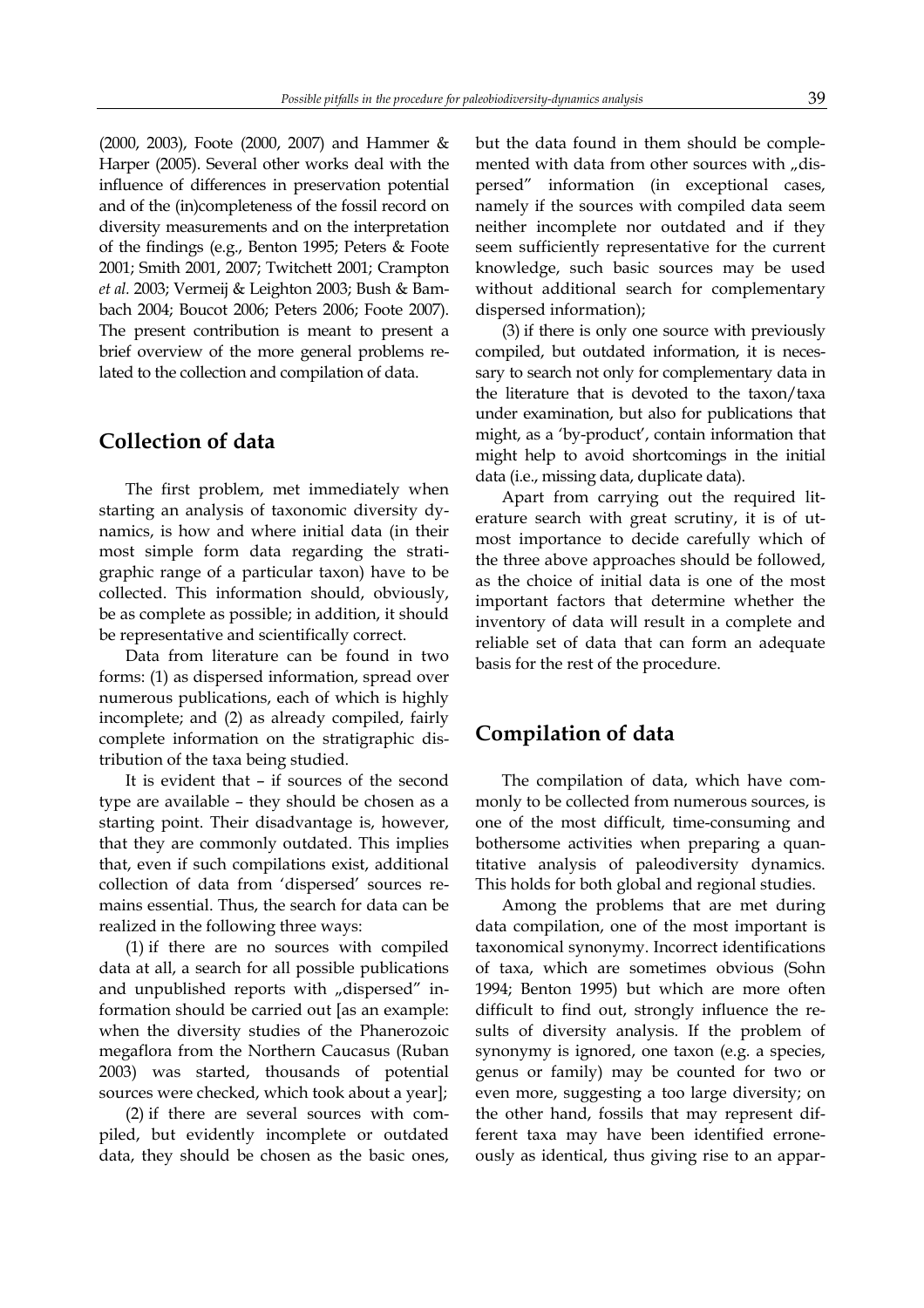(2000, 2003), Foote (2000, 2007) and Hammer & Harper (2005). Several other works deal with the influence of differences in preservation potential and of the (in)completeness of the fossil record on diversity measurements and on the interpretation of the findings (e.g., Benton 1995; Peters & Foote 2001; Smith 2001, 2007; Twitchett 2001; Crampton *et al.* 2003; Vermeij & Leighton 2003; Bush & Bambach 2004; Boucot 2006; Peters 2006; Foote 2007). The present contribution is meant to present a brief overview of the more general problems related to the collection and compilation of data.

## Collection of data

The first problem, met immediately when starting an analysis of taxonomic diversity dynamics, is how and where initial data (in their most simple form data regarding the stratigraphic range of a particular taxon) have to be collected. This information should, obviously, be as complete as possible; in addition, it should be representative and scientifically correct.

Data from literature can be found in two forms: (1) as dispersed information, spread over numerous publications, each of which is highly incomplete; and (2) as already compiled, fairly complete information on the stratigraphic distribution of the taxa being studied.

It is evident that – if sources of the second type are available – they should be chosen as a starting point. Their disadvantage is, however, that they are commonly outdated. This implies that, even if such compilations exist, additional collection of data from 'dispersed' sources remains essential. Thus, the search for data can be realized in the following three ways:

(1) if there are no sources with compiled data at all, a search for all possible publications and unpublished reports with „dispersed" information should be carried out [as an example: when the diversity studies of the Phanerozoic megaflora from the Northern Caucasus (Ruban 2003) was started, thousands of potential sources were checked, which took about a year];

(2) if there are several sources with compiled, but evidently incomplete or outdated data, they should be chosen as the basic ones, but the data found in them should be complemented with data from other sources with „dispersed" information (in exceptional cases, namely if the sources with compiled data seem neither incomplete nor outdated and if they seem sufficiently representative for the current knowledge, such basic sources may be used without additional search for complementary dispersed information);

(3) if there is only one source with previously compiled, but outdated information, it is necessary to search not only for complementary data in the literature that is devoted to the taxon/taxa under examination, but also for publications that might, as a 'by-product', contain information that might help to avoid shortcomings in the initial data (i.e., missing data, duplicate data).

Apart from carrying out the required literature search with great scrutiny, it is of utmost importance to decide carefully which of the three above approaches should be followed, as the choice of initial data is one of the most important factors that determine whether the inventory of data will result in a complete and reliable set of data that can form an adequate basis for the rest of the procedure.

## Compilation of data

The compilation of data, which have commonly to be collected from numerous sources, is one of the most difficult, time-consuming and bothersome activities when preparing a quantitative analysis of paleodiversity dynamics. This holds for both global and regional studies.

Among the problems that are met during data compilation, one of the most important is taxonomical synonymy. Incorrect identifications of taxa, which are sometimes obvious (Sohn 1994; Benton 1995) but which are more often difficult to find out, strongly influence the results of diversity analysis. If the problem of synonymy is ignored, one taxon (e.g. a species, genus or family) may be counted for two or even more, suggesting a too large diversity; on the other hand, fossils that may represent different taxa may have been identified erroneously as identical, thus giving rise to an appar-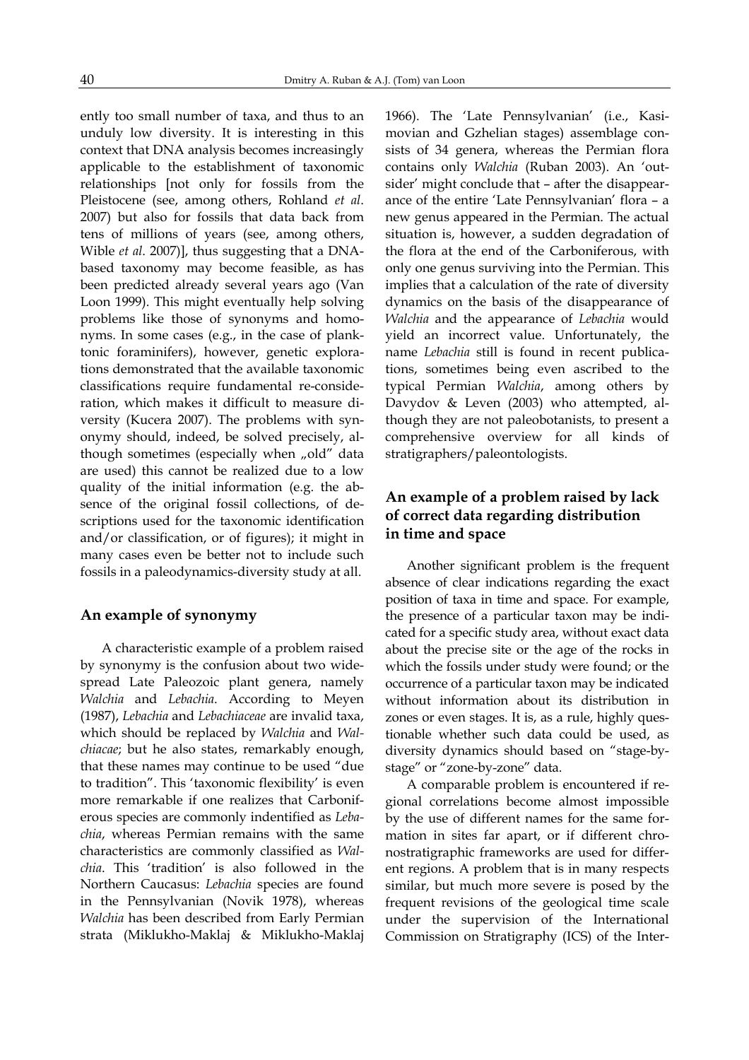ently too small number of taxa, and thus to an unduly low diversity. It is interesting in this context that DNA analysis becomes increasingly applicable to the establishment of taxonomic relationships [not only for fossils from the Pleistocene (see, among others, Rohland *et al*. 2007) but also for fossils that data back from tens of millions of years (see, among others, Wible *et al*. 2007)], thus suggesting that a DNA-based taxonomy may become feasible, as has been predicted already several years ago (Van Loon 1999). This might eventually help solving problems like those of synonyms and homonyms. In some cases (e.g., in the case of planktonic foraminifers), however, genetic explorations demonstrated that the available taxonomic classifications require fundamental re-consideration, which makes it difficult to measure diversity (Kucera 2007). The problems with synonymy should, indeed, be solved precisely, although sometimes (especially when „old" data are used) this cannot be realized due to a low quality of the initial information (e.g. the absence of the original fossil collections, of descriptions used for the taxonomic identification and/or classification, or of figures); it might in many cases even be better not to include such fossils in a paleodynamics-diversity study at all.

## An example of synonymy

A characteristic example of a problem raised by synonymy is the confusion about two widespread Late Paleozoic plant genera, namely *Walchia* and *Lebachia*. According to Meyen (1987), *Lebachia* and *Lebachiaceae* are invalid taxa, which should be replaced by *Walchia* and *Walchiacae*; but he also states, remarkably enough, that these names may continue to be used "due to tradition". This 'taxonomic flexibility' is even more remarkable if one realizes that Carboniferous species are commonly indentified as *Lebachia*, whereas Permian remains with the same characteristics are commonly classified as *Walchia*. This 'tradition' is also followed in the Northern Caucasus: *Lebachia* species are found in the Pennsylvanian (Novik 1978), whereas *Walchia* has been described from Early Permian strata (Miklukho-Maklaj & Miklukho-Maklaj 1966). The 'Late Pennsylvanian' (i.e., Kasimovian and Gzhelian stages) assemblage consists of 34 genera, whereas the Permian flora contains only *Walchia* (Ruban 2003). An 'outsider' might conclude that – after the disappearance of the entire 'Late Pennsylvanian' flora – a new genus appeared in the Permian. The actual situation is, however, a sudden degradation of the flora at the end of the Carboniferous, with only one genus surviving into the Permian. This implies that a calculation of the rate of diversity dynamics on the basis of the disappearance of *Walchia* and the appearance of *Lebachia* would yield an incorrect value. Unfortunately, the name *Lebachia* still is found in recent publications, sometimes being even ascribed to the typical Permian *Walchia*, among others by Davydov & Leven (2003) who attempted, although they are not paleobotanists, to present a comprehensive overview for all kinds of stratigraphers/paleontologists.

## An example of a problem raised by lack of correct data regarding distribution in time and space

Another significant problem is the frequent absence of clear indications regarding the exact position of taxa in time and space. For example, the presence of a particular taxon may be indicated for a specific study area, without exact data about the precise site or the age of the rocks in which the fossils under study were found; or the occurrence of a particular taxon may be indicated without information about its distribution in zones or even stages. It is, as a rule, highly questionable whether such data could be used, as diversity dynamics should based on "stage-by-stage" or "zone-by-zone" data.

A comparable problem is encountered if regional correlations become almost impossible by the use of different names for the same formation in sites far apart, or if different chronostratigraphic frameworks are used for different regions. A problem that is in many respects similar, but much more severe is posed by the frequent revisions of the geological time scale under the supervision of the International Commission on Stratigraphy (ICS) of the Inter-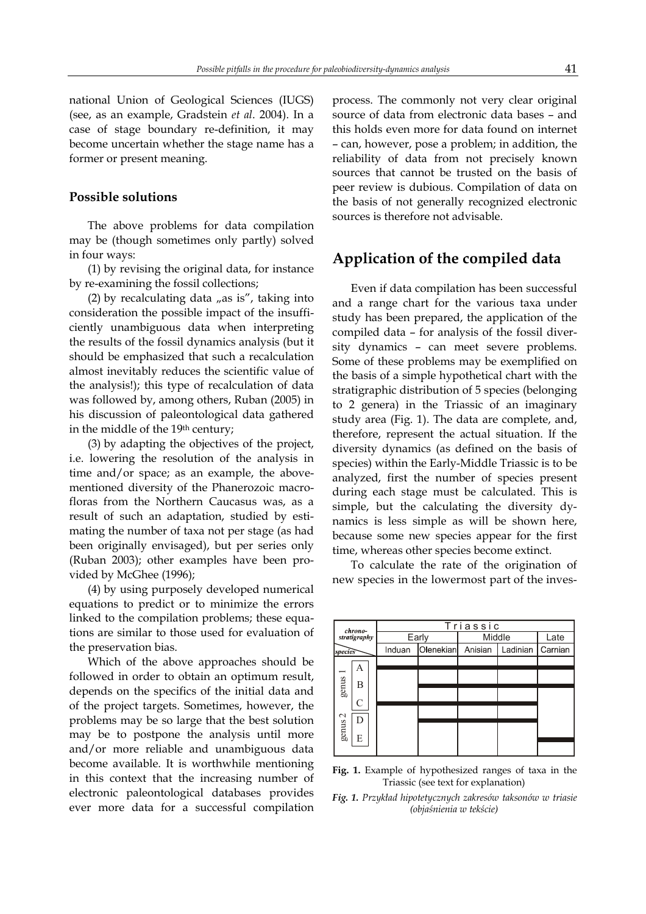national Union of Geological Sciences (IUGS) (see, as an example, Gradstein *et al*. 2004). In a case of stage boundary re-definition, it may become uncertain whether the stage name has a former or present meaning.

### Possible solutions

The above problems for data compilation may be (though sometimes only partly) solved in four ways:

(1) by revising the original data, for instance by re-examining the fossil collections;

(2) by recalculating data „as is", taking into consideration the possible impact of the insufficiently unambiguous data when interpreting the results of the fossil dynamics analysis (but it should be emphasized that such a recalculation almost inevitably reduces the scientific value of the analysis!); this type of recalculation of data was followed by, among others, Ruban (2005) in his discussion of paleontological data gathered in the middle of the 19th century;

(3) by adapting the objectives of the project, i.e. lowering the resolution of the analysis in time and/or space; as an example, the above-mentioned diversity of the Phanerozoic macrofloras from the Northern Caucasus was, as a result of such an adaptation, studied by estimating the number of taxa not per stage (as had been originally envisaged), but per series only (Ruban 2003); other examples have been provided by McGhee (1996);

(4) by using purposely developed numerical equations to predict or to minimize the errors linked to the compilation problems; these equations are similar to those used for evaluation of the preservation bias.

Which of the above approaches should be followed in order to obtain an optimum result, depends on the specifics of the initial data and of the project targets. Sometimes, however, the problems may be so large that the best solution may be to postpone the analysis until more and/or more reliable and unambiguous data become available. It is worthwhile mentioning in this context that the increasing number of electronic paleontological databases provides ever more data for a successful compilation process. The commonly not very clear original source of data from electronic data bases – and this holds even more for data found on internet – can, however, pose a problem; in addition, the reliability of data from not precisely known sources that cannot be trusted on the basis of peer review is dubious. Compilation of data on the basis of not generally recognized electronic sources is therefore not advisable.

## Application of the compiled data

Even if data compilation has been successful and a range chart for the various taxa under study has been prepared, the application of the compiled data – for analysis of the fossil diversity dynamics – can meet severe problems. Some of these problems may be exemplified on the basis of a simple hypothetical chart with the stratigraphic distribution of 5 species (belonging to 2 genera) in the Triassic of an imaginary study area (Fig. 1). The data are complete, and, therefore, represent the actual situation. If the diversity dynamics (as defined on the basis of species) within the Early-Middle Triassic is to be analyzed, first the number of species present during each stage must be calculated. This is simple, but the calculating the diversity dynamics is less simple as will be shown here, because some new species appear for the first time, whereas other species become extinct.

To calculate the rate of the origination of new species in the lowermost part of the inves-

| chronostratigraphy | | Triassic | | | | |
|---|---|---|---|---|---|---|
| | | Early | | Middle | | Late |
| species | | Induan | Olenekian | Anisian | Ladinian | Carnian |
| genus 1 | A | ▬ | ▬ | ▬ | ▬ | ▬ |
| | B | | ▬ | ▬ | ▬ | ▬ |
| | C | ▬ | ▬ | ▬ | ▬ | |
| genus 2 | D | | ▬ | ▬ | ▬ | |
| | E | | | | | ▬ |

**Fig. 1.** Example of hypothesized ranges of taxa in the Triassic (see text for explanation)

***Fig. 1.*** *Przykład hipotetycznych zakresów taksonów w triasie (objaśnienia w tekście)*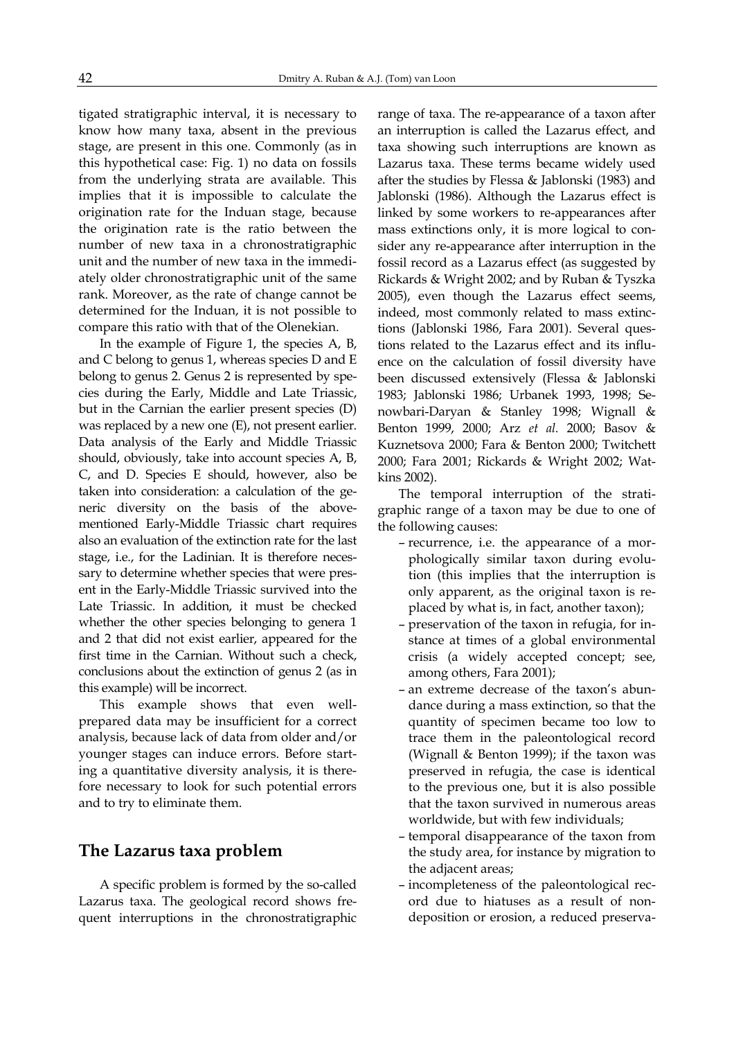tigated stratigraphic interval, it is necessary to know how many taxa, absent in the previous stage, are present in this one. Commonly (as in this hypothetical case: Fig. 1) no data on fossils from the underlying strata are available. This implies that it is impossible to calculate the origination rate for the Induan stage, because the origination rate is the ratio between the number of new taxa in a chronostratigraphic unit and the number of new taxa in the immediately older chronostratigraphic unit of the same rank. Moreover, as the rate of change cannot be determined for the Induan, it is not possible to compare this ratio with that of the Olenekian.

In the example of Figure 1, the species A, B, and C belong to genus 1, whereas species D and E belong to genus 2. Genus 2 is represented by species during the Early, Middle and Late Triassic, but in the Carnian the earlier present species (D) was replaced by a new one (E), not present earlier. Data analysis of the Early and Middle Triassic should, obviously, take into account species A, B, C, and D. Species E should, however, also be taken into consideration: a calculation of the generic diversity on the basis of the above-mentioned Early-Middle Triassic chart requires also an evaluation of the extinction rate for the last stage, i.e., for the Ladinian. It is therefore necessary to determine whether species that were present in the Early-Middle Triassic survived into the Late Triassic. In addition, it must be checked whether the other species belonging to genera 1 and 2 that did not exist earlier, appeared for the first time in the Carnian. Without such a check, conclusions about the extinction of genus 2 (as in this example) will be incorrect.

This example shows that even well-prepared data may be insufficient for a correct analysis, because lack of data from older and/or younger stages can induce errors. Before starting a quantitative diversity analysis, it is therefore necessary to look for such potential errors and to try to eliminate them.

## The Lazarus taxa problem

A specific problem is formed by the so-called Lazarus taxa. The geological record shows frequent interruptions in the chronostratigraphic range of taxa. The re-appearance of a taxon after an interruption is called the Lazarus effect, and taxa showing such interruptions are known as Lazarus taxa. These terms became widely used after the studies by Flessa & Jablonski (1983) and Jablonski (1986). Although the Lazarus effect is linked by some workers to re-appearances after mass extinctions only, it is more logical to consider any re-appearance after interruption in the fossil record as a Lazarus effect (as suggested by Rickards & Wright 2002; and by Ruban & Tyszka 2005), even though the Lazarus effect seems, indeed, most commonly related to mass extinctions (Jablonski 1986, Fara 2001). Several questions related to the Lazarus effect and its influence on the calculation of fossil diversity have been discussed extensively (Flessa & Jablonski 1983; Jablonski 1986; Urbanek 1993, 1998; Senowbari-Daryan & Stanley 1998; Wignall & Benton 1999, 2000; Arz *et al.* 2000; Basov & Kuznetsova 2000; Fara & Benton 2000; Twitchett 2000; Fara 2001; Rickards & Wright 2002; Watkins 2002).

The temporal interruption of the stratigraphic range of a taxon may be due to one of the following causes:

- recurrence, i.e. the appearance of a morphologically similar taxon during evolution (this implies that the interruption is only apparent, as the original taxon is replaced by what is, in fact, another taxon);
- preservation of the taxon in refugia, for instance at times of a global environmental crisis (a widely accepted concept; see, among others, Fara 2001);
- an extreme decrease of the taxon's abundance during a mass extinction, so that the quantity of specimen became too low to trace them in the paleontological record (Wignall & Benton 1999); if the taxon was preserved in refugia, the case is identical to the previous one, but it is also possible that the taxon survived in numerous areas worldwide, but with few individuals;
- temporal disappearance of the taxon from the study area, for instance by migration to the adjacent areas;
- incompleteness of the paleontological record due to hiatuses as a result of non-deposition or erosion, a reduced preserva-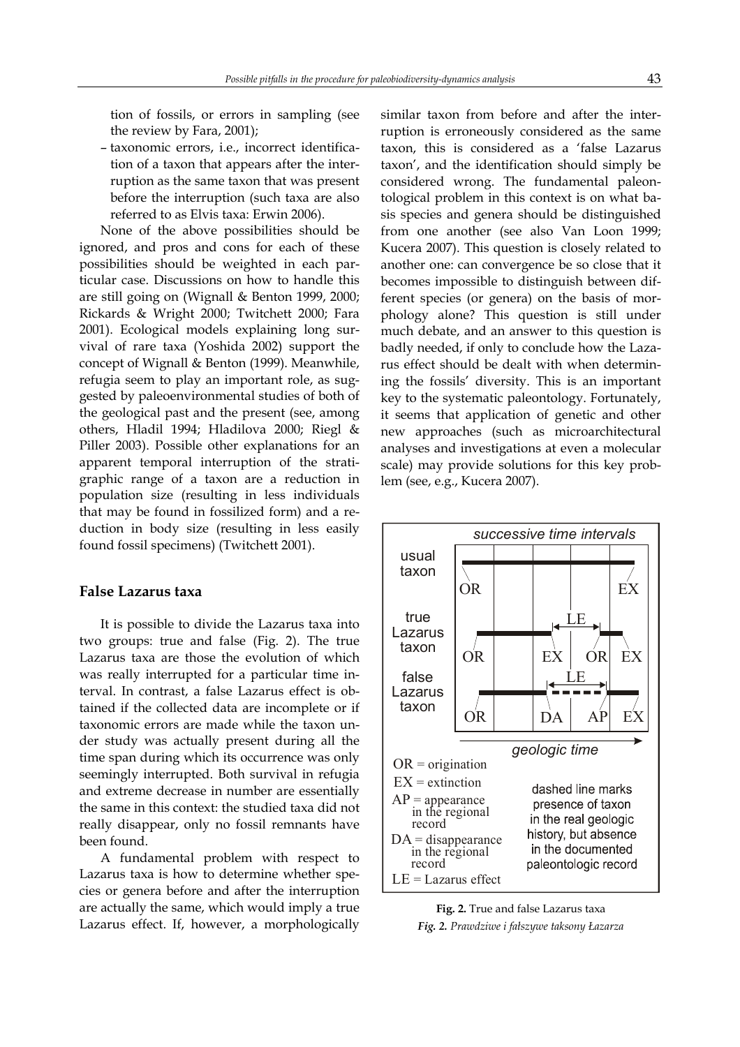tion of fossils, or errors in sampling (see the review by Fara, 2001);

– taxonomic errors, i.e., incorrect identification of a taxon that appears after the interruption as the same taxon that was present before the interruption (such taxa are also referred to as Elvis taxa: Erwin 2006).

None of the above possibilities should be ignored, and pros and cons for each of these possibilities should be weighted in each particular case. Discussions on how to handle this are still going on (Wignall & Benton 1999, 2000; Rickards & Wright 2000; Twitchett 2000; Fara 2001). Ecological models explaining long survival of rare taxa (Yoshida 2002) support the concept of Wignall & Benton (1999). Meanwhile, refugia seem to play an important role, as suggested by paleoenvironmental studies of both of the geological past and the present (see, among others, Hladil 1994; Hladilova 2000; Riegl & Piller 2003). Possible other explanations for an apparent temporal interruption of the stratigraphic range of a taxon are a reduction in population size (resulting in less individuals that may be found in fossilized form) and a reduction in body size (resulting in less easily found fossil specimens) (Twitchett 2001).

## False Lazarus taxa

It is possible to divide the Lazarus taxa into two groups: true and false (Fig. 2). The true Lazarus taxa are those the evolution of which was really interrupted for a particular time interval. In contrast, a false Lazarus effect is obtained if the collected data are incomplete or if taxonomic errors are made while the taxon under study was actually present during all the time span during which its occurrence was only seemingly interrupted. Both survival in refugia and extreme decrease in number are essentially the same in this context: the studied taxa did not really disappear, only no fossil remnants have been found.

A fundamental problem with respect to Lazarus taxa is how to determine whether species or genera before and after the interruption are actually the same, which would imply a true Lazarus effect. If, however, a morphologically similar taxon from before and after the interruption is erroneously considered as the same taxon, this is considered as a 'false Lazarus taxon', and the identification should simply be considered wrong. The fundamental paleontological problem in this context is on what basis species and genera should be distinguished from one another (see also Van Loon 1999; Kucera 2007). This question is closely related to another one: can convergence be so close that it becomes impossible to distinguish between different species (or genera) on the basis of morphology alone? This question is still under much debate, and an answer to this question is badly needed, if only to conclude how the Lazarus effect should be dealt with when determining the fossils' diversity. This is an important key to the systematic paleontology. Fortunately, it seems that application of genetic and other new approaches (such as microarchitectural analyses and investigations at even a molecular scale) may provide solutions for this key problem (see, e.g., Kucera 2007).

successive time intervals

usual taxon: OR — EX

true Lazarus taxon: OR — EX | LE | OR — EX

false Lazarus taxon: OR — DA | LE | AP — EX

geologic time

OR = origination
EX = extinction
AP = appearance in the regional record
DA = disappearance in the regional record
LE = Lazarus effect

dashed line marks presence of taxon in the real geologic history, but absence in the documented paleontologic record

**Fig. 2.** True and false Lazarus taxa

***Fig. 2.*** *Prawdziwe i fałszywe taksony Łazarza*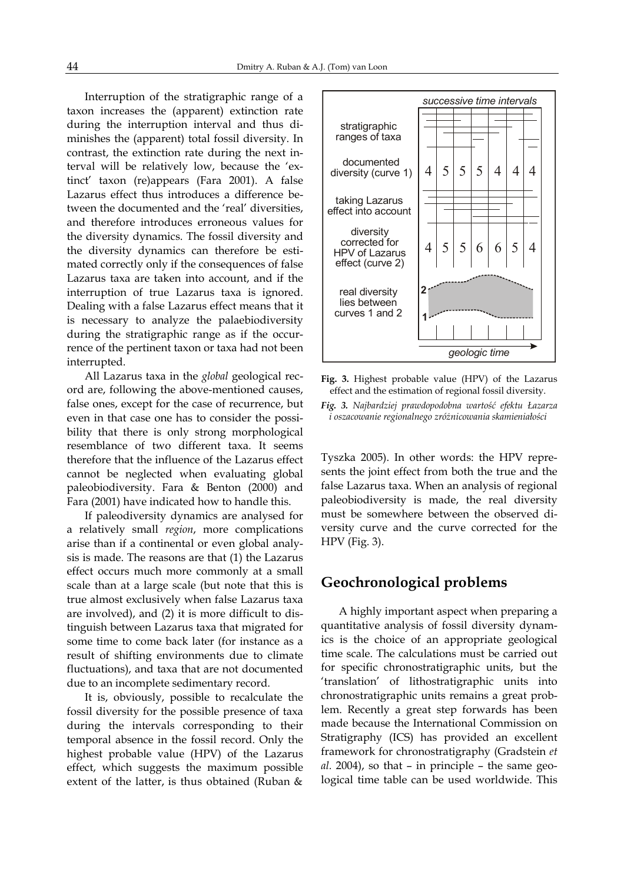Interruption of the stratigraphic range of a taxon increases the (apparent) extinction rate during the interruption interval and thus diminishes the (apparent) total fossil diversity. In contrast, the extinction rate during the next interval will be relatively low, because the 'extinct' taxon (re)appears (Fara 2001). A false Lazarus effect thus introduces a difference between the documented and the 'real' diversities, and therefore introduces erroneous values for the diversity dynamics. The fossil diversity and the diversity dynamics can therefore be estimated correctly only if the consequences of false Lazarus taxa are taken into account, and if the interruption of true Lazarus taxa is ignored. Dealing with a false Lazarus effect means that it is necessary to analyze the palaeobiodiversity during the stratigraphic range as if the occurrence of the pertinent taxon or taxa had not been interrupted.

All Lazarus taxa in the *global* geological record are, following the above-mentioned causes, false ones, except for the case of recurrence, but even in that case one has to consider the possibility that there is only strong morphological resemblance of two different taxa. It seems therefore that the influence of the Lazarus effect cannot be neglected when evaluating global paleobiodiversity. Fara & Benton (2000) and Fara (2001) have indicated how to handle this.

If paleodiversity dynamics are analysed for a relatively small *region*, more complications arise than if a continental or even global analysis is made. The reasons are that (1) the Lazarus effect occurs much more commonly at a small scale than at a large scale (but note that this is true almost exclusively when false Lazarus taxa are involved), and (2) it is more difficult to distinguish between Lazarus taxa that migrated for some time to come back later (for instance as a result of shifting environments due to climate fluctuations), and taxa that are not documented due to an incomplete sedimentary record.

It is, obviously, possible to recalculate the fossil diversity for the possible presence of taxa during the intervals corresponding to their temporal absence in the fossil record. Only the highest probable value (HPV) of the Lazarus effect, which suggests the maximum possible extent of the latter, is thus obtained (Ruban & Tyszka 2005). In other words: the HPV represents the joint effect from both the true and the false Lazarus taxa. When an analysis of regional paleobiodiversity is made, the real diversity must be somewhere between the observed diversity curve and the curve corrected for the HPV (Fig. 3).

| | successive time intervals | | | | | | |
|---|---|---|---|---|---|---|---|
| stratigraphic ranges of taxa | | | | | | | |
| documented diversity (curve 1) | 4 | 5 | 5 | 5 | 4 | 4 | 4 |
| taking Lazarus effect into account | | | | | | | |
| diversity corrected for HPV of Lazarus effect (curve 2) | 4 | 5 | 5 | 6 | 6 | 5 | 4 |
| real diversity lies between curves 1 and 2 | | | | | | | |
| | geologic time | | | | | | |

**Fig. 3.** Highest probable value (HPV) of the Lazarus effect and the estimation of regional fossil diversity.

***Fig. 3.*** *Najbardziej prawdopodobna wartość efektu Łazarza i oszacowanie regionalnego zróżnicowania skamieniałości*

## Geochronological problems

A highly important aspect when preparing a quantitative analysis of fossil diversity dynamics is the choice of an appropriate geological time scale. The calculations must be carried out for specific chronostratigraphic units, but the 'translation' of lithostratigraphic units into chronostratigraphic units remains a great problem. Recently a great step forwards has been made because the International Commission on Stratigraphy (ICS) has provided an excellent framework for chronostratigraphy (Gradstein *et al.* 2004), so that – in principle – the same geological time table can be used worldwide. This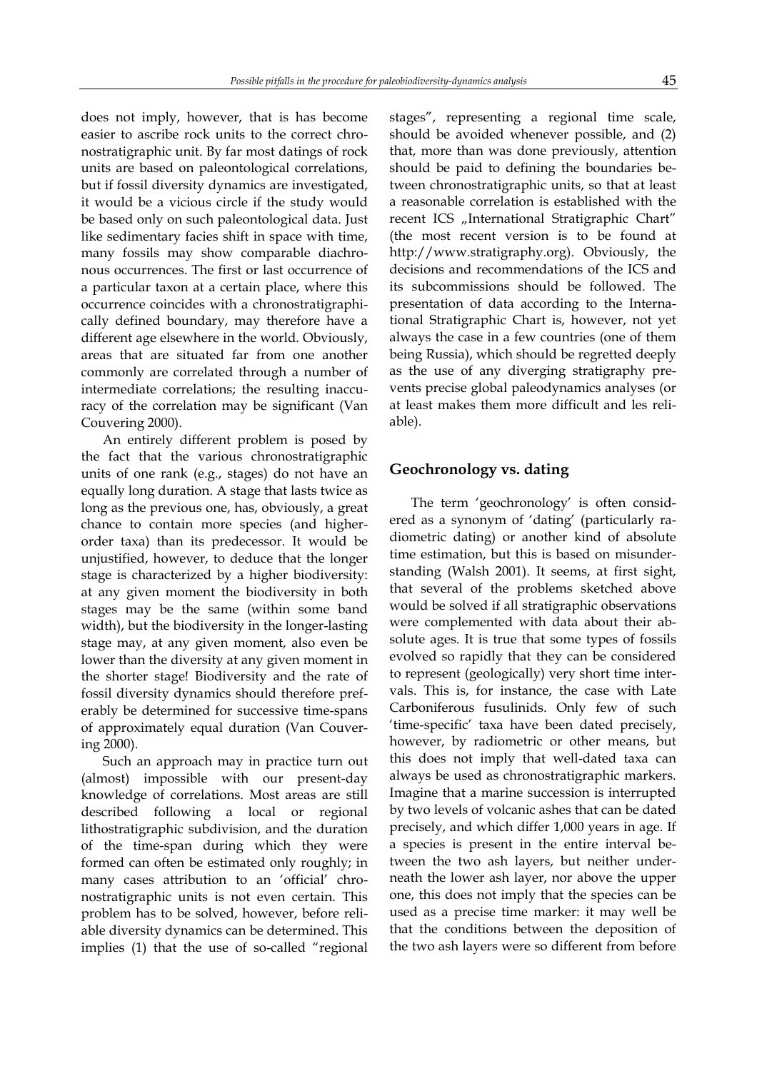does not imply, however, that is has become easier to ascribe rock units to the correct chronostratigraphic unit. By far most datings of rock units are based on paleontological correlations, but if fossil diversity dynamics are investigated, it would be a vicious circle if the study would be based only on such paleontological data. Just like sedimentary facies shift in space with time, many fossils may show comparable diachronous occurrences. The first or last occurrence of a particular taxon at a certain place, where this occurrence coincides with a chronostratigraphically defined boundary, may therefore have a different age elsewhere in the world. Obviously, areas that are situated far from one another commonly are correlated through a number of intermediate correlations; the resulting inaccuracy of the correlation may be significant (Van Couvering 2000).

An entirely different problem is posed by the fact that the various chronostratigraphic units of one rank (e.g., stages) do not have an equally long duration. A stage that lasts twice as long as the previous one, has, obviously, a great chance to contain more species (and higher-order taxa) than its predecessor. It would be unjustified, however, to deduce that the longer stage is characterized by a higher biodiversity: at any given moment the biodiversity in both stages may be the same (within some band width), but the biodiversity in the longer-lasting stage may, at any given moment, also even be lower than the diversity at any given moment in the shorter stage! Biodiversity and the rate of fossil diversity dynamics should therefore preferably be determined for successive time-spans of approximately equal duration (Van Couvering 2000).

Such an approach may in practice turn out (almost) impossible with our present-day knowledge of correlations. Most areas are still described following a local or regional lithostratigraphic subdivision, and the duration of the time-span during which they were formed can often be estimated only roughly; in many cases attribution to an 'official' chronostratigraphic units is not even certain. This problem has to be solved, however, before reliable diversity dynamics can be determined. This implies (1) that the use of so-called "regional stages", representing a regional time scale, should be avoided whenever possible, and (2) that, more than was done previously, attention should be paid to defining the boundaries between chronostratigraphic units, so that at least a reasonable correlation is established with the recent ICS „International Stratigraphic Chart" (the most recent version is to be found at http://www.stratigraphy.org). Obviously, the decisions and recommendations of the ICS and its subcommissions should be followed. The presentation of data according to the International Stratigraphic Chart is, however, not yet always the case in a few countries (one of them being Russia), which should be regretted deeply as the use of any diverging stratigraphy prevents precise global paleodynamics analyses (or at least makes them more difficult and les reliable).

## Geochronology vs. dating

The term 'geochronology' is often considered as a synonym of 'dating' (particularly radiometric dating) or another kind of absolute time estimation, but this is based on misunderstanding (Walsh 2001). It seems, at first sight, that several of the problems sketched above would be solved if all stratigraphic observations were complemented with data about their absolute ages. It is true that some types of fossils evolved so rapidly that they can be considered to represent (geologically) very short time intervals. This is, for instance, the case with Late Carboniferous fusulinids. Only few of such 'time-specific' taxa have been dated precisely, however, by radiometric or other means, but this does not imply that well-dated taxa can always be used as chronostratigraphic markers. Imagine that a marine succession is interrupted by two levels of volcanic ashes that can be dated precisely, and which differ 1,000 years in age. If a species is present in the entire interval between the two ash layers, but neither underneath the lower ash layer, nor above the upper one, this does not imply that the species can be used as a precise time marker: it may well be that the conditions between the deposition of the two ash layers were so different from before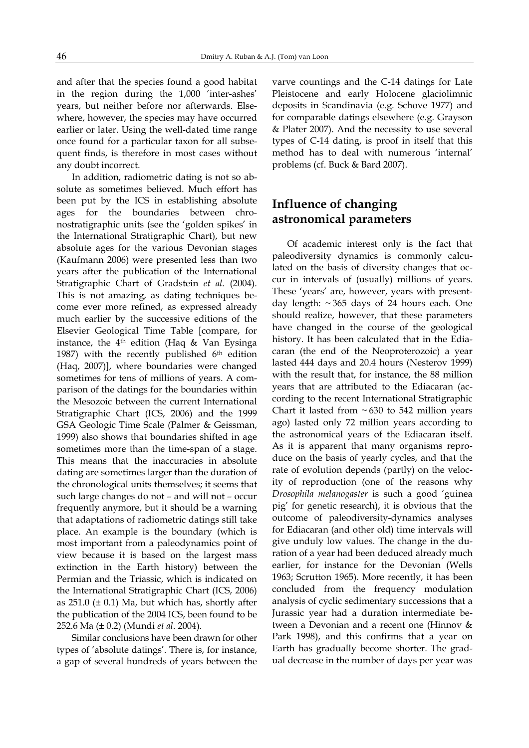and after that the species found a good habitat in the region during the 1,000 'inter-ashes' years, but neither before nor afterwards. Elsewhere, however, the species may have occurred earlier or later. Using the well-dated time range once found for a particular taxon for all subsequent finds, is therefore in most cases without any doubt incorrect.

In addition, radiometric dating is not so absolute as sometimes believed. Much effort has been put by the ICS in establishing absolute ages for the boundaries between chronostratigraphic units (see the 'golden spikes' in the International Stratigraphic Chart), but new absolute ages for the various Devonian stages (Kaufmann 2006) were presented less than two years after the publication of the International Stratigraphic Chart of Gradstein *et al.* (2004). This is not amazing, as dating techniques become ever more refined, as expressed already much earlier by the successive editions of the Elsevier Geological Time Table [compare, for instance, the 4th edition (Haq & Van Eysinga 1987) with the recently published 6th edition (Haq, 2007)], where boundaries were changed sometimes for tens of millions of years. A comparison of the datings for the boundaries within the Mesozoic between the current International Stratigraphic Chart (ICS, 2006) and the 1999 GSA Geologic Time Scale (Palmer & Geissman, 1999) also shows that boundaries shifted in age sometimes more than the time-span of a stage. This means that the inaccuracies in absolute dating are sometimes larger than the duration of the chronological units themselves; it seems that such large changes do not – and will not – occur frequently anymore, but it should be a warning that adaptations of radiometric datings still take place. An example is the boundary (which is most important from a paleodynamics point of view because it is based on the largest mass extinction in the Earth history) between the Permian and the Triassic, which is indicated on the International Stratigraphic Chart (ICS, 2006) as 251.0 (± 0.1) Ma, but which has, shortly after the publication of the 2004 ICS, been found to be 252.6 Ma (± 0.2) (Mundi *et al*. 2004).

Similar conclusions have been drawn for other types of 'absolute datings'. There is, for instance, a gap of several hundreds of years between the varve countings and the C-14 datings for Late Pleistocene and early Holocene glaciolimnic deposits in Scandinavia (e.g. Schove 1977) and for comparable datings elsewhere (e.g. Grayson & Plater 2007). And the necessity to use several types of C-14 dating, is proof in itself that this method has to deal with numerous 'internal' problems (cf. Buck & Bard 2007).

## Influence of changing astronomical parameters

Of academic interest only is the fact that paleodiversity dynamics is commonly calculated on the basis of diversity changes that occur in intervals of (usually) millions of years. These 'years' are, however, years with present-day length: ~365 days of 24 hours each. One should realize, however, that these parameters have changed in the course of the geological history. It has been calculated that in the Ediacaran (the end of the Neoproterozoic) a year lasted 444 days and 20.4 hours (Nesterov 1999) with the result that, for instance, the 88 million years that are attributed to the Ediacaran (according to the recent International Stratigraphic Chart it lasted from ~630 to 542 million years ago) lasted only 72 million years according to the astronomical years of the Ediacaran itself. As it is apparent that many organisms reproduce on the basis of yearly cycles, and that the rate of evolution depends (partly) on the velocity of reproduction (one of the reasons why *Drosophila melanogaster* is such a good 'guinea pig' for genetic research), it is obvious that the outcome of paleodiversity-dynamics analyses for Ediacaran (and other old) time intervals will give unduly low values. The change in the duration of a year had been deduced already much earlier, for instance for the Devonian (Wells 1963; Scrutton 1965). More recently, it has been concluded from the frequency modulation analysis of cyclic sedimentary successions that a Jurassic year had a duration intermediate between a Devonian and a recent one (Hinnov & Park 1998), and this confirms that a year on Earth has gradually become shorter. The gradual decrease in the number of days per year was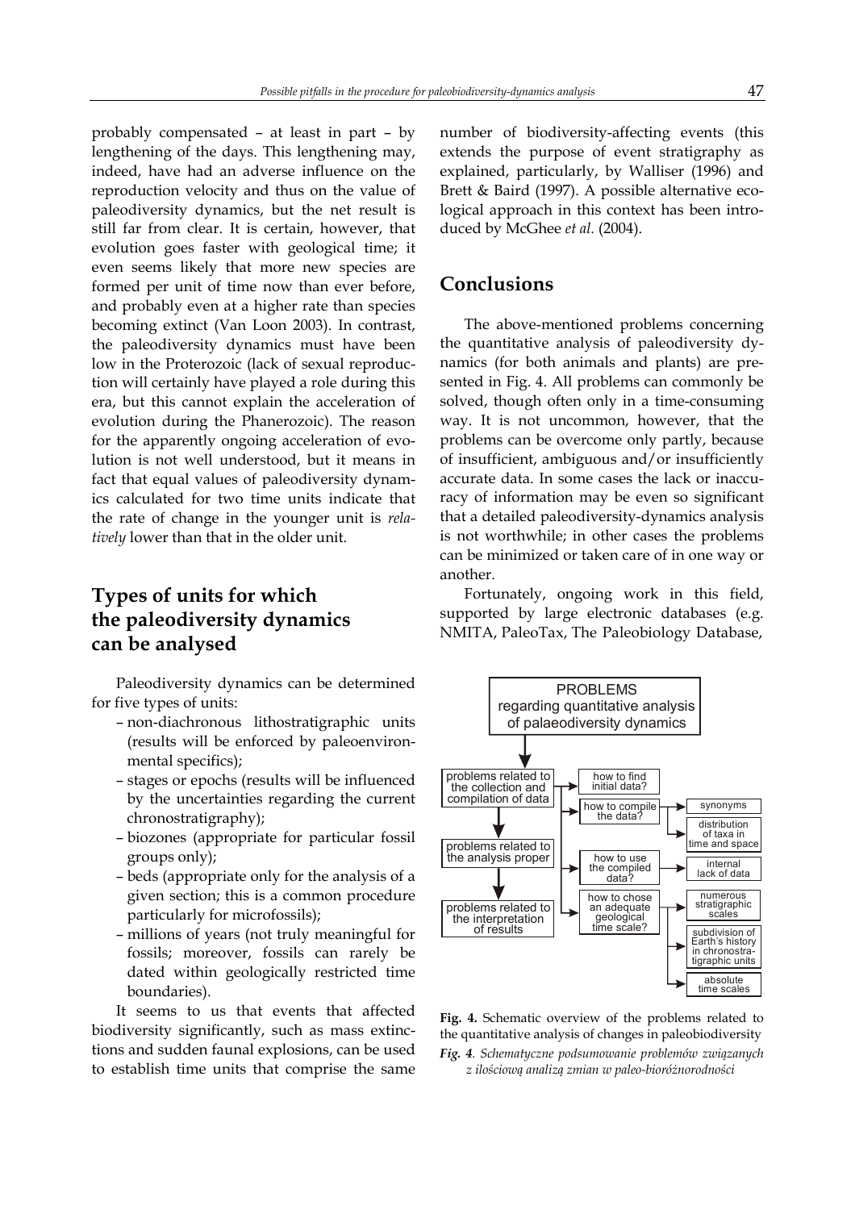probably compensated – at least in part – by lengthening of the days. This lengthening may, indeed, have had an adverse influence on the reproduction velocity and thus on the value of paleodiversity dynamics, but the net result is still far from clear. It is certain, however, that evolution goes faster with geological time; it even seems likely that more new species are formed per unit of time now than ever before, and probably even at a higher rate than species becoming extinct (Van Loon 2003). In contrast, the paleodiversity dynamics must have been low in the Proterozoic (lack of sexual reproduction will certainly have played a role during this era, but this cannot explain the acceleration of evolution during the Phanerozoic). The reason for the apparently ongoing acceleration of evolution is not well understood, but it means in fact that equal values of paleodiversity dynamics calculated for two time units indicate that the rate of change in the younger unit is *relatively* lower than that in the older unit.

## Types of units for which the paleodiversity dynamics can be analysed

Paleodiversity dynamics can be determined for five types of units:

- non-diachronous lithostratigraphic units (results will be enforced by paleoenvironmental specifics);
- stages or epochs (results will be influenced by the uncertainties regarding the current chronostratigraphy);
- biozones (appropriate for particular fossil groups only);
- beds (appropriate only for the analysis of a given section; this is a common procedure particularly for microfossils);
- millions of years (not truly meaningful for fossils; moreover, fossils can rarely be dated within geologically restricted time boundaries).

It seems to us that events that affected biodiversity significantly, such as mass extinctions and sudden faunal explosions, can be used to establish time units that comprise the same number of biodiversity-affecting events (this extends the purpose of event stratigraphy as explained, particularly, by Walliser (1996) and Brett & Baird (1997). A possible alternative ecological approach in this context has been introduced by McGhee *et al.* (2004).

## Conclusions

The above-mentioned problems concerning the quantitative analysis of paleodiversity dynamics (for both animals and plants) are presented in Fig. 4. All problems can commonly be solved, though often only in a time-consuming way. It is not uncommon, however, that the problems can be overcome only partly, because of insufficient, ambiguous and/or insufficiently accurate data. In some cases the lack or inaccuracy of information may be even so significant that a detailed paleodiversity-dynamics analysis is not worthwhile; in other cases the problems can be minimized or taken care of in one way or another.

Fortunately, ongoing work in this field, supported by large electronic databases (e.g. NMITA, PaleoTax, The Paleobiology Database,

**Fig. 4.** Schematic overview of the problems related to the quantitative analysis of changes in paleobiodiversity

***Fig. 4****. Schematyczne podsumowanie problemów związanych z ilościową analizą zmian w paleo-bioróżnorodności*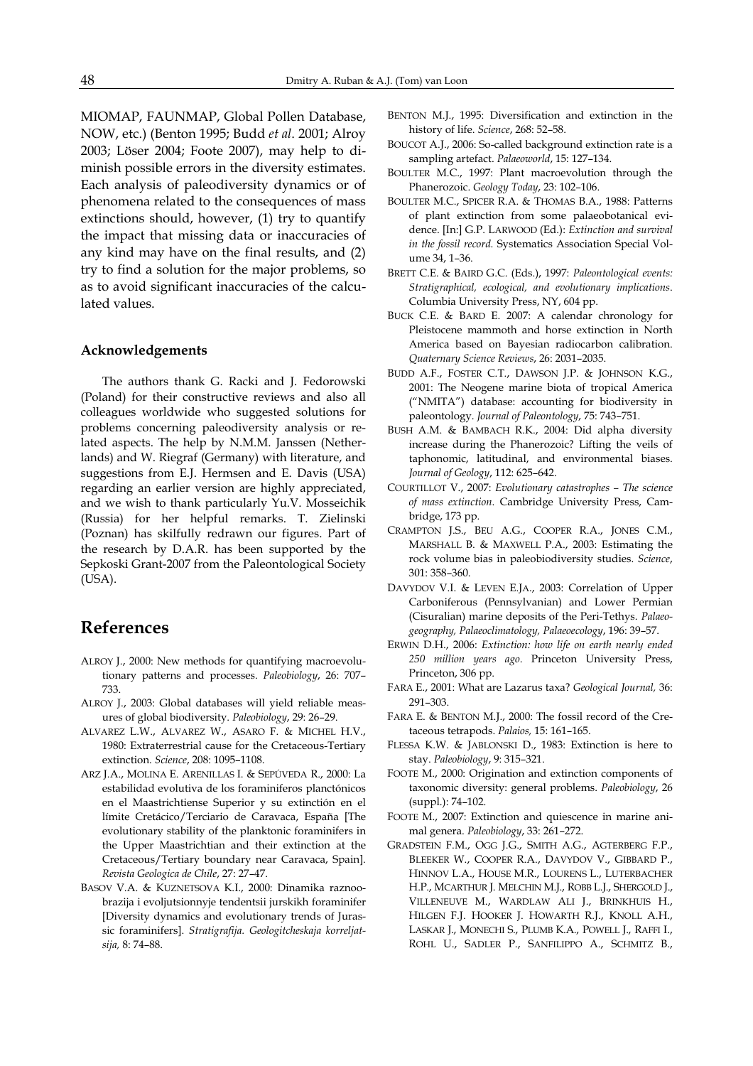MIOMAP, FAUNMAP, Global Pollen Database, NOW, etc.) (Benton 1995; Budd *et al*. 2001; Alroy 2003; Löser 2004; Foote 2007), may help to diminish possible errors in the diversity estimates. Each analysis of paleodiversity dynamics or of phenomena related to the consequences of mass extinctions should, however, (1) try to quantify the impact that missing data or inaccuracies of any kind may have on the final results, and (2) try to find a solution for the major problems, so as to avoid significant inaccuracies of the calculated values.

### Acknowledgements

The authors thank G. Racki and J. Fedorowski (Poland) for their constructive reviews and also all colleagues worldwide who suggested solutions for problems concerning paleodiversity analysis or related aspects. The help by N.M.M. Janssen (Netherlands) and W. Riegraf (Germany) with literature, and suggestions from E.J. Hermsen and E. Davis (USA) regarding an earlier version are highly appreciated, and we wish to thank particularly Yu.V. Mosseichik (Russia) for her helpful remarks. T. Zielinski (Poznan) has skilfully redrawn our figures. Part of the research by D.A.R. has been supported by the Sepkoski Grant-2007 from the Paleontological Society (USA).

## References

ALROY J., 2000: New methods for quantifying macroevolutionary patterns and processes. *Paleobiology*, 26: 707–733.

ALROY J., 2003: Global databases will yield reliable measures of global biodiversity. *Paleobiology*, 29: 26–29.

ALVAREZ L.W., ALVAREZ W., ASARO F. & MICHEL H.V., 1980: Extraterrestrial cause for the Cretaceous-Tertiary extinction. *Science*, 208: 1095–1108.

ARZ J.A., MOLINA E. ARENILLAS I. & SEPÚVEDA R., 2000: La estabilidad evolutiva de los foraminíferos planctónicos en el Maastrichtiense Superior y su extinctión en el límite Cretácico/Terciario de Caravaca, España [The evolutionary stability of the planktonic foraminifers in the Upper Maastrichtian and their extinction at the Cretaceous/Tertiary boundary near Caravaca, Spain]. *Revista Geologica de Chile*, 27: 27–47.

BASOV V.A. & KUZNETSOVA K.I., 2000: Dinamika raznoobrazija i evoljutsionnyje tendentsii jurskikh foraminifer [Diversity dynamics and evolutionary trends of Jurassic foraminifers]. *Stratigrafija. Geologitcheskaja korreljatsija,* 8: 74–88.

BENTON M.J., 1995: Diversification and extinction in the history of life. *Science*, 268: 52–58.

BOUCOT A.J., 2006: So-called background extinction rate is a sampling artefact. *Palaeoworld*, 15: 127–134.

BOULTER M.C., 1997: Plant macroevolution through the Phanerozoic. *Geology Today*, 23: 102–106.

BOULTER M.C., SPICER R.A. & THOMAS B.A., 1988: Patterns of plant extinction from some palaeobotanical evidence. [In:] G.P. LARWOOD (Ed.): *Extinction and survival in the fossil record.* Systematics Association Special Volume 34, 1–36.

BRETT C.E. & BAIRD G.C. (Eds.), 1997: *Paleontological events: Stratigraphical, ecological, and evolutionary implications*. Columbia University Press, NY, 604 pp.

BUCK C.E. & BARD E. 2007: A calendar chronology for Pleistocene mammoth and horse extinction in North America based on Bayesian radiocarbon calibration. *Quaternary Science Reviews*, 26: 2031–2035.

BUDD A.F., FOSTER C.T., DAWSON J.P. & JOHNSON K.G., 2001: The Neogene marine biota of tropical America ("NMITA") database: accounting for biodiversity in paleontology. *Journal of Paleontology*, 75: 743–751.

BUSH A.M. & BAMBACH R.K., 2004: Did alpha diversity increase during the Phanerozoic? Lifting the veils of taphonomic, latitudinal, and environmental biases. *Journal of Geology*, 112: 625–642.

COURTILLOT V., 2007: *Evolutionary catastrophes – The science of mass extinction*. Cambridge University Press, Cambridge, 173 pp.

CRAMPTON J.S., BEU A.G., COOPER R.A., JONES C.M., MARSHALL B. & MAXWELL P.A., 2003: Estimating the rock volume bias in paleobiodiversity studies. *Science*, 301: 358–360.

DAVYDOV V.I. & LEVEN E.JA., 2003: Correlation of Upper Carboniferous (Pennsylvanian) and Lower Permian (Cisuralian) marine deposits of the Peri-Tethys. *Palaeogeography, Palaeoclimatology, Palaeoecology*, 196: 39–57.

ERWIN D.H., 2006: *Extinction: how life on earth nearly ended 250 million years ago*. Princeton University Press, Princeton, 306 pp.

FARA E., 2001: What are Lazarus taxa? *Geological Journal,* 36: 291–303.

FARA E. & BENTON M.J., 2000: The fossil record of the Cretaceous tetrapods. *Palaios,* 15: 161–165.

FLESSA K.W. & JABLONSKI D., 1983: Extinction is here to stay. *Paleobiology*, 9: 315–321.

FOOTE M., 2000: Origination and extinction components of taxonomic diversity: general problems. *Paleobiology*, 26 (suppl.): 74–102.

FOOTE M., 2007: Extinction and quiescence in marine animal genera. *Paleobiology*, 33: 261–272.

GRADSTEIN F.M., OGG J.G., SMITH A.G., AGTERBERG F.P., BLEEKER W., COOPER R.A., DAVYDOV V., GIBBARD P., HINNOV L.A., HOUSE M.R., LOURENS L., LUTERBACHER H.P., MCARTHUR J. MELCHIN M.J., ROBB L.J., SHERGOLD J., VILLENEUVE M., WARDLAW ALI J., BRINKHUIS H., HILGEN F.J. HOOKER J. HOWARTH R.J., KNOLL A.H., LASKAR J., MONECHI S., PLUMB K.A., POWELL J., RAFFI I., ROHL U., SADLER P., SANFILIPPO A., SCHMITZ B.,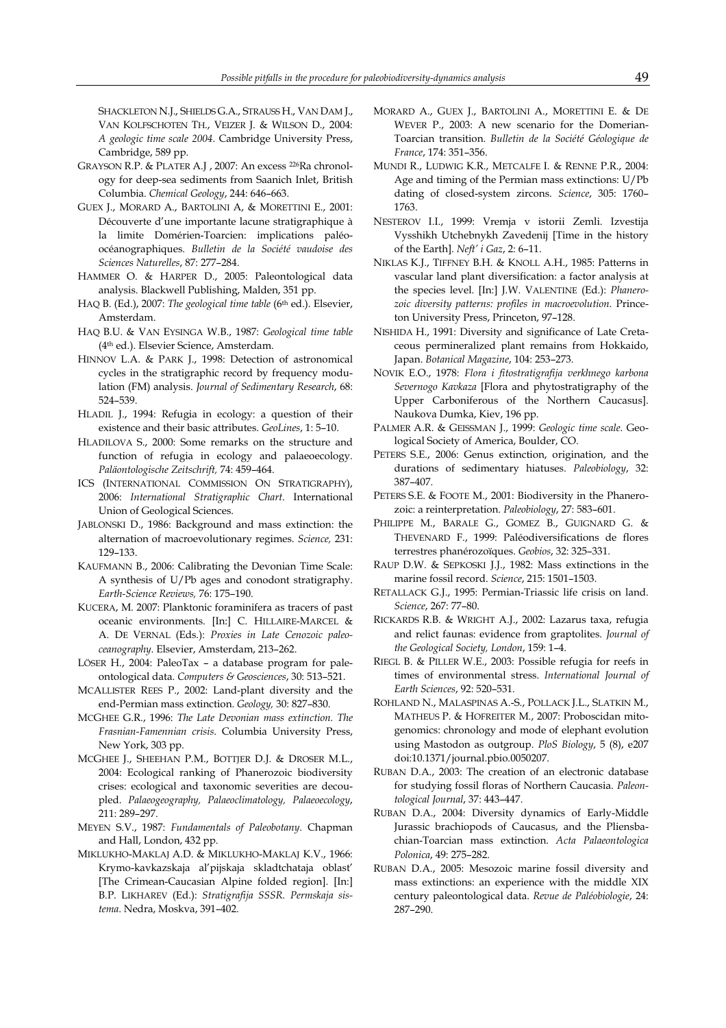SHACKLETON N.J., SHIELDS G.A., STRAUSS H., VAN DAM J., VAN KOLFSCHOTEN TH., VEIZER J. & WILSON D., 2004: *A geologic time scale 2004*. Cambridge University Press, Cambridge, 589 pp.

GRAYSON R.P. & PLATER A.J , 2007: An excess $^{226}$Ra chronology for deep-sea sediments from Saanich Inlet, British Columbia. *Chemical Geology*, 244: 646–663.

GUEX J., MORARD A., BARTOLINI A, & MORETTINI E., 2001: Découverte d'une importante lacune stratigraphique à la limite Domérien-Toarcien: implications paléo-océanographiques. *Bulletin de la Société vaudoise des Sciences Naturelles*, 87: 277–284.

HAMMER O. & HARPER D., 2005: Paleontological data analysis. Blackwell Publishing, Malden, 351 pp.

HAQ B. (Ed.), 2007: *The geological time table* (6th ed.). Elsevier, Amsterdam.

HAQ B.U. & VAN EYSINGA W.B., 1987: *Geological time table* (4th ed.). Elsevier Science, Amsterdam.

HINNOV L.A. & PARK J., 1998: Detection of astronomical cycles in the stratigraphic record by frequency modulation (FM) analysis. *Journal of Sedimentary Research*, 68: 524–539.

HLADIL J., 1994: Refugia in ecology: a question of their existence and their basic attributes. *GeoLines*, 1: 5–10.

HLADILOVA S., 2000: Some remarks on the structure and function of refugia in ecology and palaeoecology. *Paläontologische Zeitschrift,* 74: 459–464.

ICS (INTERNATIONAL COMMISSION ON STRATIGRAPHY), 2006: *International Stratigraphic Chart*. International Union of Geological Sciences.

JABLONSKI D., 1986: Background and mass extinction: the alternation of macroevolutionary regimes. *Science,* 231: 129–133.

KAUFMANN B., 2006: Calibrating the Devonian Time Scale: A synthesis of U/Pb ages and conodont stratigraphy. *Earth-Science Reviews,* 76: 175–190.

KUCERA, M. 2007: Planktonic foraminifera as tracers of past oceanic environments. [In:] C. HILLAIRE-MARCEL & A. DE VERNAL (Eds.): *Proxies in Late Cenozoic paleoceanography*. Elsevier, Amsterdam, 213–262.

LÖSER H., 2004: PaleoTax – a database program for paleontological data. *Computers & Geosciences*, 30: 513–521.

MCALLISTER REES P., 2002: Land-plant diversity and the end-Permian mass extinction. *Geology,* 30: 827–830.

MCGHEE G.R., 1996: *The Late Devonian mass extinction. The Frasnian-Famennian crisis*. Columbia University Press, New York, 303 pp.

MCGHEE J., SHEEHAN P.M., BOTTJER D.J. & DROSER M.L., 2004: Ecological ranking of Phanerozoic biodiversity crises: ecological and taxonomic severities are decoupled. *Palaeogeography, Palaeoclimatology, Palaeoecology*, 211: 289–297.

MEYEN S.V., 1987: *Fundamentals of Paleobotany*. Chapman and Hall, London, 432 pp.

MIKLUKHO-MAKLAJ A.D. & MIKLUKHO-MAKLAJ K.V., 1966: Krymo-kavkazskaja al'pijskaja skladtchataja oblast' [The Crimean-Caucasian Alpine folded region]. [In:] B.P. LIKHAREV (Ed.): *Stratigrafija SSSR. Permskaja sistema*. Nedra, Moskva, 391–402.

MORARD A., GUEX J., BARTOLINI A., MORETTINI E. & DE WEVER P., 2003: A new scenario for the Domerian-Toarcian transition. *Bulletin de la Société Géologique de France*, 174: 351–356.

MUNDI R., LUDWIG K.R., METCALFE I. & RENNE P.R., 2004: Age and timing of the Permian mass extinctions: U/Pb dating of closed-system zircons. *Science*, 305: 1760–1763.

NESTEROV I.I., 1999: Vremja v istorii Zemli. Izvestija Vysshikh Utchebnykh Zavedenij [Time in the history of the Earth]. *Neft' i Gaz*, 2: 6–11.

NIKLAS K.J., TIFFNEY B.H. & KNOLL A.H., 1985: Patterns in vascular land plant diversification: a factor analysis at the species level. [In:] J.W. VALENTINE (Ed.): *Phanerozoic diversity patterns: profiles in macroevolution*. Princeton University Press, Princeton, 97–128.

NISHIDA H., 1991: Diversity and significance of Late Cretaceous permineralized plant remains from Hokkaido, Japan. *Botanical Magazine*, 104: 253–273.

NOVIK E.O., 1978: *Flora i fitostratigrafija verkhnego karbona Severnogo Kavkaza* [Flora and phytostratigraphy of the Upper Carboniferous of the Northern Caucasus]. Naukova Dumka, Kiev, 196 pp.

PALMER A.R. & GEISSMAN J., 1999: *Geologic time scale*. Geological Society of America, Boulder, CO.

PETERS S.E., 2006: Genus extinction, origination, and the durations of sedimentary hiatuses. *Paleobiology*, 32: 387–407.

PETERS S.E. & FOOTE M., 2001: Biodiversity in the Phanerozoic: a reinterpretation. *Paleobiology*, 27: 583–601.

PHILIPPE M., BARALE G., GOMEZ B., GUIGNARD G. & THEVENARD F., 1999: Paléodiversifications de flores terrestres phanérozoïques. *Geobios*, 32: 325–331.

RAUP D.W. & SEPKOSKI J.J., 1982: Mass extinctions in the marine fossil record. *Science*, 215: 1501–1503.

RETALLACK G.J., 1995: Permian-Triassic life crisis on land. *Science*, 267: 77–80.

RICKARDS R.B. & WRIGHT A.J., 2002: Lazarus taxa, refugia and relict faunas: evidence from graptolites. *Journal of the Geological Society, London*, 159: 1–4.

RIEGL B. & PILLER W.E., 2003: Possible refugia for reefs in times of environmental stress. *International Journal of Earth Sciences*, 92: 520–531.

ROHLAND N., MALASPINAS A.-S., POLLACK J.L., SLATKIN M., MATHEUS P. & HOFREITER M., 2007: Proboscidan mitogenomics: chronology and mode of elephant evolution using Mastodon as outgroup. *PloS Biology*, 5 (8), e207 doi:10.1371/journal.pbio.0050207.

RUBAN D.A., 2003: The creation of an electronic database for studying fossil floras of Northern Caucasia. *Paleontological Journal*, 37: 443–447.

RUBAN D.A., 2004: Diversity dynamics of Early-Middle Jurassic brachiopods of Caucasus, and the Pliensbachian-Toarcian mass extinction. *Acta Palaeontologica Polonica*, 49: 275–282.

RUBAN D.A., 2005: Mesozoic marine fossil diversity and mass extinctions: an experience with the middle XIX century paleontological data. *Revue de Paléobiologie*, 24: 287–290.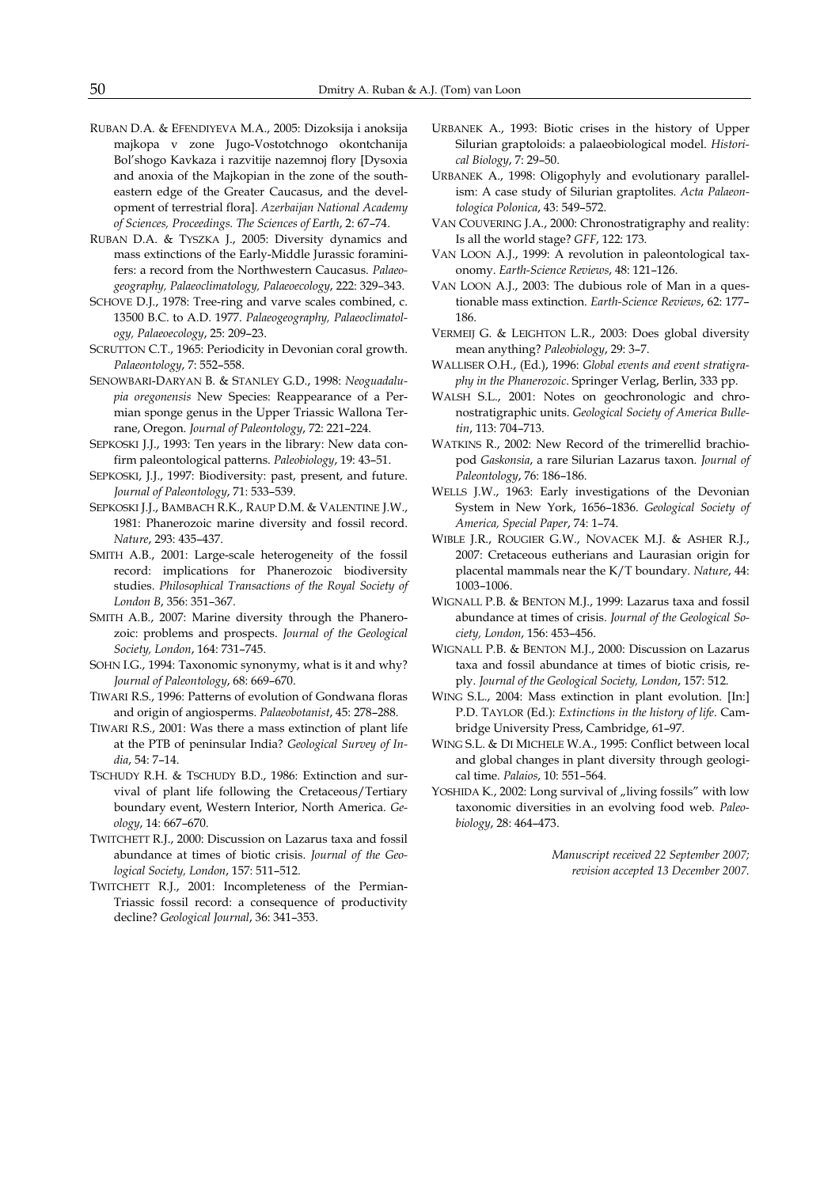RUBAN D.A. & EFENDIYEVA M.A., 2005: Dizoksija i anoksija majkopa v zone Jugo-Vostotchnogo okontchanija Bol'shogo Kavkaza i razvitije nazemnoj flory [Dysoxia and anoxia of the Majkopian in the zone of the south-eastern edge of the Greater Caucasus, and the development of terrestrial flora]. *Azerbaijan National Academy of Sciences, Proceedings. The Sciences of Earth*, 2: 67–74.

RUBAN D.A. & TYSZKA J., 2005: Diversity dynamics and mass extinctions of the Early-Middle Jurassic foraminifers: a record from the Northwestern Caucasus. *Palaeogeography, Palaeoclimatology, Palaeoecology*, 222: 329–343.

SCHOVE D.J., 1978: Tree-ring and varve scales combined, c. 13500 B.C. to A.D. 1977. *Palaeogeography, Palaeoclimatology, Palaeoecology*, 25: 209–23.

SCRUTTON C.T., 1965: Periodicity in Devonian coral growth. *Palaeontology*, 7: 552–558.

SENOWBARI-DARYAN B. & STANLEY G.D., 1998: *Neoguadalupia oregonensis* New Species: Reappearance of a Permian sponge genus in the Upper Triassic Wallona Terrane, Oregon. *Journal of Paleontology*, 72: 221–224.

SEPKOSKI J.J., 1993: Ten years in the library: New data confirm paleontological patterns. *Paleobiology*, 19: 43–51.

SEPKOSKI, J.J., 1997: Biodiversity: past, present, and future. *Journal of Paleontology*, 71: 533–539.

SEPKOSKI J.J., BAMBACH R.K., RAUP D.M. & VALENTINE J.W., 1981: Phanerozoic marine diversity and fossil record. *Nature*, 293: 435–437.

SMITH A.B., 2001: Large-scale heterogeneity of the fossil record: implications for Phanerozoic biodiversity studies. *Philosophical Transactions of the Royal Society of London B*, 356: 351–367.

SMITH A.B., 2007: Marine diversity through the Phanerozoic: problems and prospects. *Journal of the Geological Society, London*, 164: 731–745.

SOHN I.G., 1994: Taxonomic synonymy, what is it and why? *Journal of Paleontology*, 68: 669–670.

TIWARI R.S., 1996: Patterns of evolution of Gondwana floras and origin of angiosperms. *Palaeobotanist*, 45: 278–288.

TIWARI R.S., 2001: Was there a mass extinction of plant life at the PTB of peninsular India? *Geological Survey of India*, 54: 7–14.

TSCHUDY R.H. & TSCHUDY B.D., 1986: Extinction and survival of plant life following the Cretaceous/Tertiary boundary event, Western Interior, North America. *Geology*, 14: 667–670.

TWITCHETT R.J., 2000: Discussion on Lazarus taxa and fossil abundance at times of biotic crisis. *Journal of the Geological Society, London*, 157: 511–512.

TWITCHETT R.J., 2001: Incompleteness of the Permian-Triassic fossil record: a consequence of productivity decline? *Geological Journal*, 36: 341–353.

URBANEK A., 1993: Biotic crises in the history of Upper Silurian graptoloids: a palaeobiological model. *Historical Biology*, 7: 29–50.

URBANEK A., 1998: Oligophyly and evolutionary parallelism: A case study of Silurian graptolites. *Acta Palaeontologica Polonica*, 43: 549–572.

VAN COUVERING J.A., 2000: Chronostratigraphy and reality: Is all the world stage? *GFF*, 122: 173.

VAN LOON A.J., 1999: A revolution in paleontological taxonomy. *Earth-Science Reviews*, 48: 121–126.

VAN LOON A.J., 2003: The dubious role of Man in a questionable mass extinction. *Earth-Science Reviews*, 62: 177–186.

VERMEIJ G. & LEIGHTON L.R., 2003: Does global diversity mean anything? *Paleobiology*, 29: 3–7.

WALLISER O.H., (Ed.), 1996: *Global events and event stratigraphy in the Phanerozoic*. Springer Verlag, Berlin, 333 pp.

WALSH S.L., 2001: Notes on geochronologic and chronostratigraphic units. *Geological Society of America Bulletin*, 113: 704–713.

WATKINS R., 2002: New Record of the trimerellid brachiopod *Gaskonsia*, a rare Silurian Lazarus taxon. *Journal of Paleontology*, 76: 186–186.

WELLS J.W., 1963: Early investigations of the Devonian System in New York, 1656–1836. *Geological Society of America, Special Paper*, 74: 1–74.

WIBLE J.R., ROUGIER G.W., NOVACEK M.J. & ASHER R.J., 2007: Cretaceous eutherians and Laurasian origin for placental mammals near the K/T boundary. *Nature*, 44: 1003–1006.

WIGNALL P.B. & BENTON M.J., 1999: Lazarus taxa and fossil abundance at times of crisis. *Journal of the Geological Society, London*, 156: 453–456.

WIGNALL P.B. & BENTON M.J., 2000: Discussion on Lazarus taxa and fossil abundance at times of biotic crisis, reply. *Journal of the Geological Society, London*, 157: 512.

WING S.L., 2004: Mass extinction in plant evolution. [In:] P.D. TAYLOR (Ed.): *Extinctions in the history of life*. Cambridge University Press, Cambridge, 61–97.

WING S.L. & DI MICHELE W.A., 1995: Conflict between local and global changes in plant diversity through geological time. *Palaios*, 10: 551–564.

YOSHIDA K., 2002: Long survival of „living fossils" with low taxonomic diversities in an evolving food web. *Paleobiology*, 28: 464–473.

*Manuscript received 22 September 2007;*
*revision accepted 13 December 2007.*